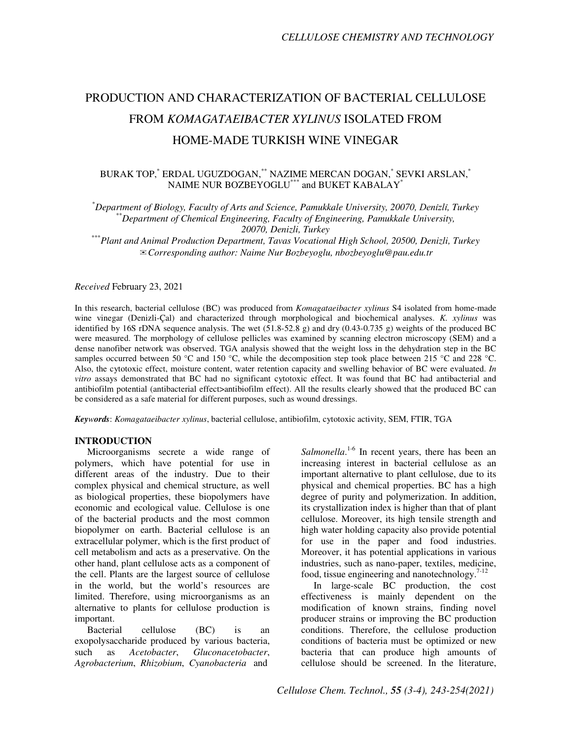# PRODUCTION AND CHARACTERIZATION OF BACTERIAL CELLULOSE FROM *KOMAGATAEIBACTER XYLINUS* ISOLATED FROM HOME-MADE TURKISH WINE VINEGAR

BURAK TOP,[*] ERDAL UGUZDOGAN,[**] NAZIME MERCAN DOGAN,[*] SEVKI ARSLAN,[*] NAIME NUR BOZBEYOGLU[***] and BUKET KABALAY[*]

[*] *Department of Biology, Faculty of Arts and Science, Pamukkale University, 20070, Denizli, Turkey*
[**] *Department of Chemical Engineering, Faculty of Engineering, Pamukkale University, 20070, Denizli, Turkey*
[***] *Plant and Animal Production Department, Tavas Vocational High School, 20500, Denizli, Turkey*
✉ *Corresponding author: Naime Nur Bozbeyoglu, nbozbeyoglu@pau.edu.tr*

*Received* February 23, 2021

In this research, bacterial cellulose (BC) was produced from *Komagataeibacter xylinus* S4 isolated from home-made wine vinegar (Denizli-Çal) and characterized through morphological and biochemical analyses. *K. xylinus* was identified by 16S rDNA sequence analysis. The wet (51.8-52.8 g) and dry (0.43-0.735 g) weights of the produced BC were measured. The morphology of cellulose pellicles was examined by scanning electron microscopy (SEM) and a dense nanofiber network was observed. TGA analysis showed that the weight loss in the dehydration step in the BC samples occurred between 50 °C and 150 °C, while the decomposition step took place between 215 °C and 228 °C. Also, the cytotoxic effect, moisture content, water retention capacity and swelling behavior of BC were evaluated. *In vitro* assays demonstrated that BC had no significant cytotoxic effect. It was found that BC had antibacterial and antibiofilm potential (antibacterial effect>antibiofilm effect). All the results clearly showed that the produced BC can be considered as a safe material for different purposes, such as wound dressings.

***Keywords***: *Komagataeibacter xylinus*, bacterial cellulose, antibiofilm, cytotoxic activity, SEM, FTIR, TGA

## INTRODUCTION

Microorganisms secrete a wide range of polymers, which have potential for use in different areas of the industry. Due to their complex physical and chemical structure, as well as biological properties, these biopolymers have economic and ecological value. Cellulose is one of the bacterial products and the most common biopolymer on earth. Bacterial cellulose is an extracellular polymer, which is the first product of cell metabolism and acts as a preservative. On the other hand, plant cellulose acts as a component of the cell. Plants are the largest source of cellulose in the world, but the world's resources are limited. Therefore, using microorganisms as an alternative to plants for cellulose production is important.

Bacterial cellulose (BC) is an exopolysaccharide produced by various bacteria, such as *Acetobacter*, *Gluconacetobacter*, *Agrobacterium*, *Rhizobium*, *Cyanobacteria* and *Salmonella*.[1-6] In recent years, there has been an increasing interest in bacterial cellulose as an important alternative to plant cellulose, due to its physical and chemical properties. BC has a high degree of purity and polymerization. In addition, its crystallization index is higher than that of plant cellulose. Moreover, its high tensile strength and high water holding capacity also provide potential for use in the paper and food industries. Moreover, it has potential applications in various industries, such as nano-paper, textiles, medicine, food, tissue engineering and nanotechnology.[7-12]

In large-scale BC production, the cost effectiveness is mainly dependent on the modification of known strains, finding novel producer strains or improving the BC production conditions. Therefore, the cellulose production conditions of bacteria must be optimized or new bacteria that can produce high amounts of cellulose should be screened. In the literature,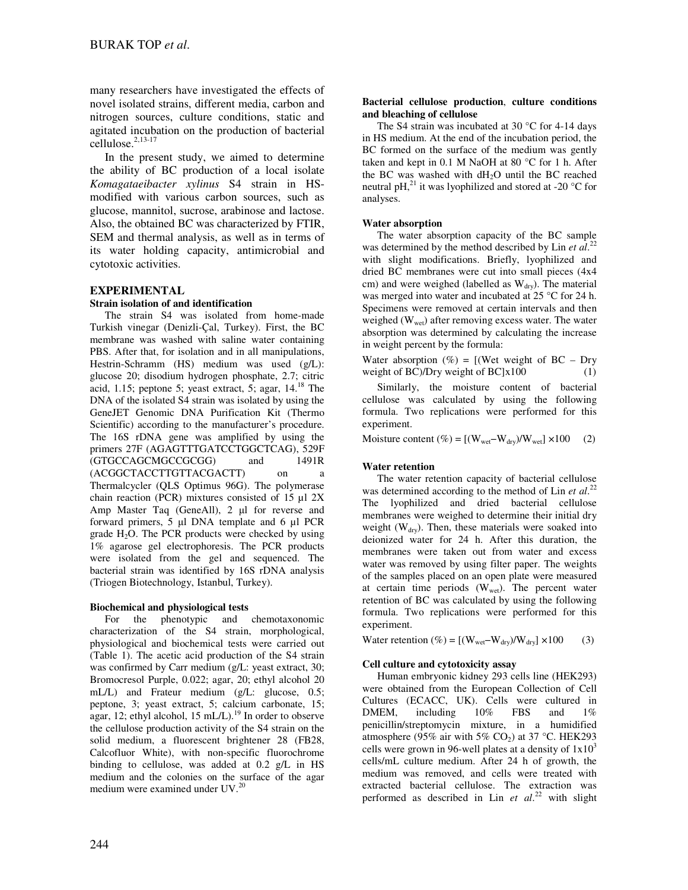many researchers have investigated the effects of novel isolated strains, different media, carbon and nitrogen sources, culture conditions, static and agitated incubation on the production of bacterial cellulose.[2,13-17]

In the present study, we aimed to determine the ability of BC production of a local isolate *Komagataeibacter xylinus* S4 strain in HS-modified with various carbon sources, such as glucose, mannitol, sucrose, arabinose and lactose. Also, the obtained BC was characterized by FTIR, SEM and thermal analysis, as well as in terms of its water holding capacity, antimicrobial and cytotoxic activities.

## EXPERIMENTAL

### Strain isolation of and identification

The strain S4 was isolated from home-made Turkish vinegar (Denizli-Çal, Turkey). First, the BC membrane was washed with saline water containing PBS. After that, for isolation and in all manipulations, Hestrin-Schramm (HS) medium was used (g/L): glucose 20; disodium hydrogen phosphate, 2.7; citric acid, 1.15; peptone 5; yeast extract, 5; agar, 14.[18] The DNA of the isolated S4 strain was isolated by using the GeneJET Genomic DNA Purification Kit (Thermo Scientific) according to the manufacturer's procedure. The 16S rDNA gene was amplified by using the primers 27F (AGAGTTTGATCCTGGCTCAG), 529F (GTGCCAGCMGCCGCGG) and 1491R (ACGGCTACCTTGTTACGACTT) on a Thermalcycler (QLS Optimus 96G). The polymerase chain reaction (PCR) mixtures consisted of 15 µl 2X Amp Master Taq (GeneAll), 2 µl for reverse and forward primers, 5 µl DNA template and 6 µl PCR grade $H_2O$. The PCR products were checked by using 1% agarose gel electrophoresis. The PCR products were isolated from the gel and sequenced. The bacterial strain was identified by 16S rDNA analysis (Triogen Biotechnology, Istanbul, Turkey).

### Biochemical and physiological tests

For the phenotypic and chemotaxonomic characterization of the S4 strain, morphological, physiological and biochemical tests were carried out (Table 1). The acetic acid production of the S4 strain was confirmed by Carr medium (g/L: yeast extract, 30; Bromocresol Purple, 0.022; agar, 20; ethyl alcohol 20 mL/L) and Frateur medium (g/L: glucose, 0.5; peptone, 3; yeast extract, 5; calcium carbonate, 15; agar, 12; ethyl alcohol, 15 mL/L).[19] In order to observe the cellulose production activity of the S4 strain on the solid medium, a fluorescent brightener 28 (FB28, Calcofluor White), with non-specific fluorochrome binding to cellulose, was added at 0.2 g/L in HS medium and the colonies on the surface of the agar medium were examined under UV.[20]

### Bacterial cellulose production, culture conditions and bleaching of cellulose

The S4 strain was incubated at 30 °C for 4-14 days in HS medium. At the end of the incubation period, the BC formed on the surface of the medium was gently taken and kept in 0.1 M NaOH at 80 °C for 1 h. After the BC was washed with $dH_2O$ until the BC reached neutral pH,[21] it was lyophilized and stored at -20 °C for analyses.

### Water absorption

The water absorption capacity of the BC sample was determined by the method described by Lin *et al*.[22] with slight modifications. Briefly, lyophilized and dried BC membranes were cut into small pieces (4x4 cm) and were weighed (labelled as $W_{dry}$). The material was merged into water and incubated at 25 °C for 24 h. Specimens were removed at certain intervals and then weighed ($W_{wet}$) after removing excess water. The water absorption was determined by calculating the increase in weight percent by the formula:

$$\text{Water absorption (\%)} = [(\text{Wet weight of BC} - \text{Dry weight of BC})/\text{Dry weight of BC}] \times 100 \quad (1)$$

Similarly, the moisture content of bacterial cellulose was calculated by using the following formula. Two replications were performed for this experiment.

$$\text{Moisture content (\%)} = [(W_{wet} - W_{dry})/W_{wet}] \times 100 \quad (2)$$

### Water retention

The water retention capacity of bacterial cellulose was determined according to the method of Lin *et al*.[22] The lyophilized and dried bacterial cellulose membranes were weighed to determine their initial dry weight ($W_{dry}$). Then, these materials were soaked into deionized water for 24 h. After this duration, the membranes were taken out from water and excess water was removed by using filter paper. The weights of the samples placed on an open plate were measured at certain time periods ($W_{wet}$). The percent water retention of BC was calculated by using the following formula. Two replications were performed for this experiment.

$$\text{Water retention (\%)} = [(W_{wet} - W_{dry})/W_{dry}] \times 100 \quad (3)$$

### Cell culture and cytotoxicity assay

Human embryonic kidney 293 cells line (HEK293) were obtained from the European Collection of Cell Cultures (ECACC, UK). Cells were cultured in DMEM, including 10% FBS and 1% penicillin/streptomycin mixture, in a humidified atmosphere (95% air with 5% $CO_2$) at 37 °C. HEK293 cells were grown in 96-well plates at a density of $1 \times 10^3$ cells/mL culture medium. After 24 h of growth, the medium was removed, and cells were treated with extracted bacterial cellulose. The extraction was performed as described in Lin *et al*.[22] with slight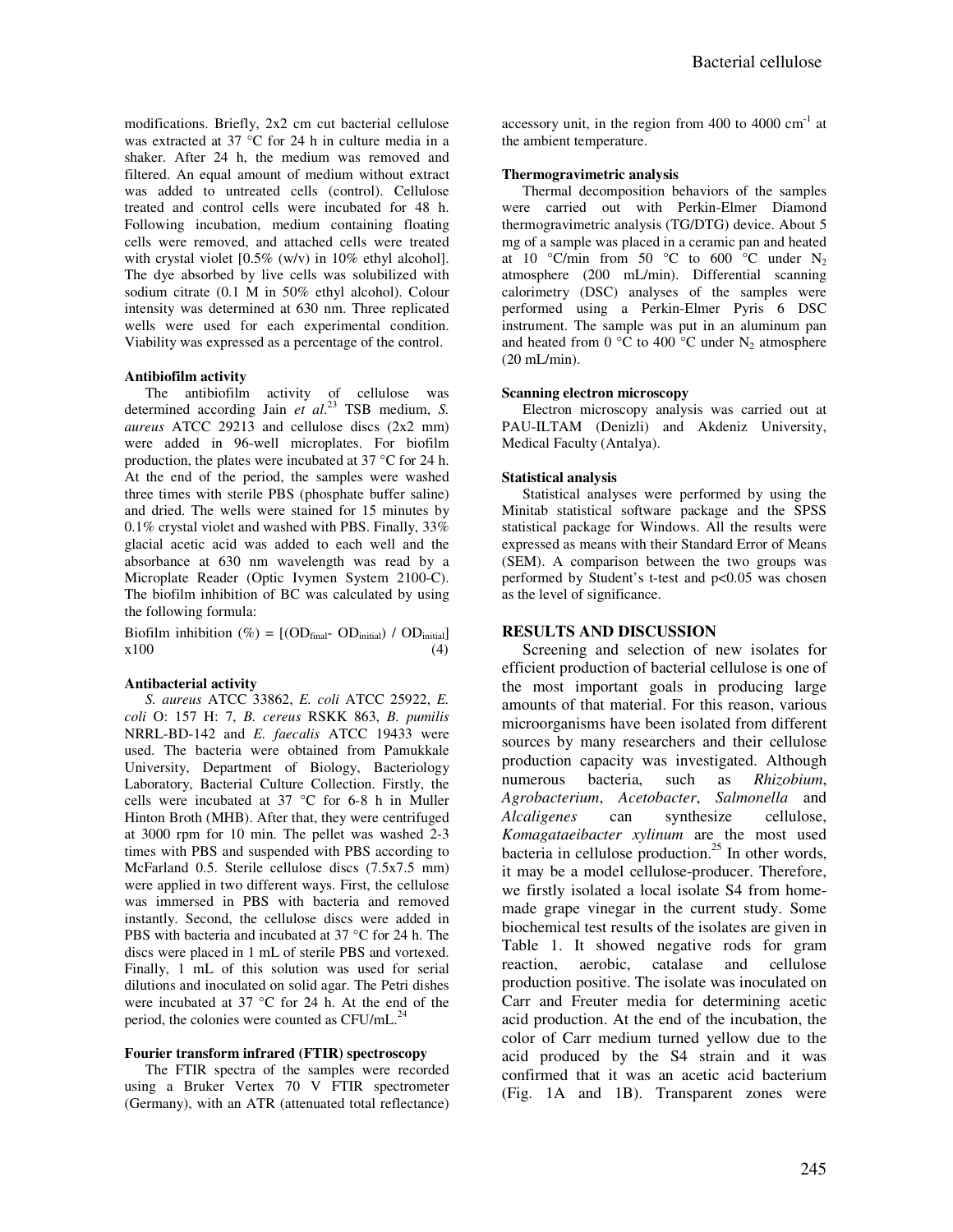modifications. Briefly, 2x2 cm cut bacterial cellulose was extracted at 37 °C for 24 h in culture media in a shaker. After 24 h, the medium was removed and filtered. An equal amount of medium without extract was added to untreated cells (control). Cellulose treated and control cells were incubated for 48 h. Following incubation, medium containing floating cells were removed, and attached cells were treated with crystal violet [0.5% (w/v) in 10% ethyl alcohol]. The dye absorbed by live cells was solubilized with sodium citrate (0.1 M in 50% ethyl alcohol). Colour intensity was determined at 630 nm. Three replicated wells were used for each experimental condition. Viability was expressed as a percentage of the control.

#### Antibiofilm activity

The antibiofilm activity of cellulose was determined according Jain *et al.*[23] TSB medium, *S. aureus* ATCC 29213 and cellulose discs (2x2 mm) were added in 96-well microplates. For biofilm production, the plates were incubated at 37 °C for 24 h. At the end of the period, the samples were washed three times with sterile PBS (phosphate buffer saline) and dried. The wells were stained for 15 minutes by 0.1% crystal violet and washed with PBS. Finally, 33% glacial acetic acid was added to each well and the absorbance at 630 nm wavelength was read by a Microplate Reader (Optic Ivymen System 2100-C). The biofilm inhibition of BC was calculated by using the following formula:

$$\text{Biofilm inhibition } (\%) = [(OD_{final} - OD_{initial}) / OD_{initial}] \times 100 \quad (4)$$

#### Antibacterial activity

*S. aureus* ATCC 33862, *E. coli* ATCC 25922, *E. coli* O: 157 H: 7, *B. cereus* RSKK 863, *B. pumilis* NRRL-BD-142 and *E. faecalis* ATCC 19433 were used. The bacteria were obtained from Pamukkale University, Department of Biology, Bacteriology Laboratory, Bacterial Culture Collection. Firstly, the cells were incubated at 37 °C for 6-8 h in Muller Hinton Broth (MHB). After that, they were centrifuged at 3000 rpm for 10 min. The pellet was washed 2-3 times with PBS and suspended with PBS according to McFarland 0.5. Sterile cellulose discs (7.5x7.5 mm) were applied in two different ways. First, the cellulose was immersed in PBS with bacteria and removed instantly. Second, the cellulose discs were added in PBS with bacteria and incubated at 37 °C for 24 h. The discs were placed in 1 mL of sterile PBS and vortexed. Finally, 1 mL of this solution was used for serial dilutions and inoculated on solid agar. The Petri dishes were incubated at 37 °C for 24 h. At the end of the period, the colonies were counted as CFU/mL.[24]

#### Fourier transform infrared (FTIR) spectroscopy

The FTIR spectra of the samples were recorded using a Bruker Vertex 70 V FTIR spectrometer (Germany), with an ATR (attenuated total reflectance) accessory unit, in the region from 400 to 4000 $cm^{-1}$ at the ambient temperature.

#### Thermogravimetric analysis

Thermal decomposition behaviors of the samples were carried out with Perkin-Elmer Diamond thermogravimetric analysis (TG/DTG) device. About 5 mg of a sample was placed in a ceramic pan and heated at 10 °C/min from 50 °C to 600 °C under $N_2$ atmosphere (200 mL/min). Differential scanning calorimetry (DSC) analyses of the samples were performed using a Perkin-Elmer Pyris 6 DSC instrument. The sample was put in an aluminum pan and heated from 0 °C to 400 °C under $N_2$ atmosphere (20 mL/min).

#### Scanning electron microscopy

Electron microscopy analysis was carried out at PAU-ILTAM (Denizli) and Akdeniz University, Medical Faculty (Antalya).

#### Statistical analysis

Statistical analyses were performed by using the Minitab statistical software package and the SPSS statistical package for Windows. All the results were expressed as means with their Standard Error of Means (SEM). A comparison between the two groups was performed by Student's t-test and $p<0.05$ was chosen as the level of significance.

## RESULTS AND DISCUSSION

Screening and selection of new isolates for efficient production of bacterial cellulose is one of the most important goals in producing large amounts of that material. For this reason, various microorganisms have been isolated from different sources by many researchers and their cellulose production capacity was investigated. Although numerous bacteria, such as *Rhizobium*, *Agrobacterium*, *Acetobacter*, *Salmonella* and *Alcaligenes* can synthesize cellulose, *Komagataeibacter xylinum* are the most used bacteria in cellulose production.[25] In other words, it may be a model cellulose-producer. Therefore, we firstly isolated a local isolate S4 from home-made grape vinegar in the current study. Some biochemical test results of the isolates are given in Table 1. It showed negative rods for gram reaction, aerobic, catalase and cellulose production positive. The isolate was inoculated on Carr and Freuter media for determining acetic acid production. At the end of the incubation, the color of Carr medium turned yellow due to the acid produced by the S4 strain and it was confirmed that it was an acetic acid bacterium (Fig. 1A and 1B). Transparent zones were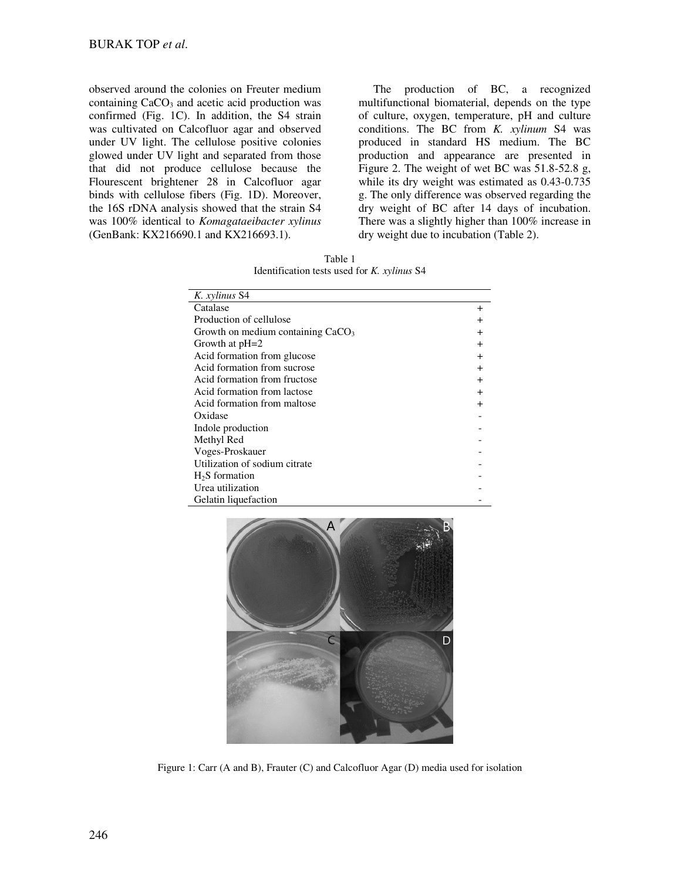observed around the colonies on Freuter medium containing $CaCO_3$ and acetic acid production was confirmed (Fig. 1C). In addition, the S4 strain was cultivated on Calcofluor agar and observed under UV light. The cellulose positive colonies glowed under UV light and separated from those that did not produce cellulose because the Flourescent brightener 28 in Calcofluor agar binds with cellulose fibers (Fig. 1D). Moreover, the 16S rDNA analysis showed that the strain S4 was 100% identical to *Komagataeibacter xylinus* (GenBank: KX216690.1 and KX216693.1).

The production of BC, a recognized multifunctional biomaterial, depends on the type of culture, oxygen, temperature, pH and culture conditions. The BC from *K. xylinum* S4 was produced in standard HS medium. The BC production and appearance are presented in Figure 2. The weight of wet BC was 51.8-52.8 g, while its dry weight was estimated as 0.43-0.735 g. The only difference was observed regarding the dry weight of BC after 14 days of incubation. There was a slightly higher than 100% increase in dry weight due to incubation (Table 2).

Table 1
Identification tests used for *K. xylinus* S4

| *K. xylinus* S4 | |
|---|---|
| Catalase | + |
| Production of cellulose | + |
| Growth on medium containing $CaCO_3$ | + |
| Growth at pH=2 | + |
| Acid formation from glucose | + |
| Acid formation from sucrose | + |
| Acid formation from fructose | + |
| Acid formation from lactose | + |
| Acid formation from maltose | + |
| Oxidase | - |
| Indole production | - |
| Methyl Red | - |
| Voges-Proskauer | - |
| Utilization of sodium citrate | - |
| $H_2S$ formation | - |
| Urea utilization | - |
| Gelatin liquefaction | - |

Figure 1: Carr (A and B), Frauter (C) and Calcofluor Agar (D) media used for isolation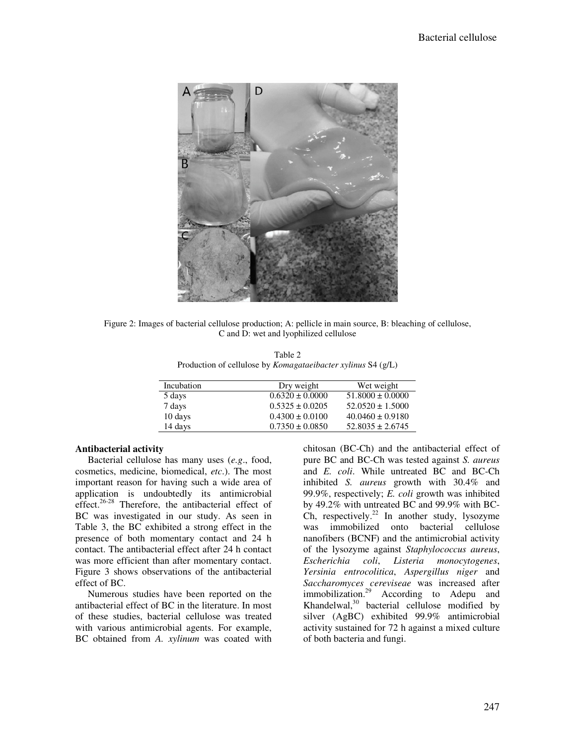Figure 2: Images of bacterial cellulose production; A: pellicle in main source, B: bleaching of cellulose, C and D: wet and lyophilized cellulose

Table 2
Production of cellulose by *Komagataeibacter xylinus* S4 (g/L)

| Incubation | Dry weight | Wet weight |
|---|---|---|
| 5 days | 0.6320 ± 0.0000 | 51.8000 ± 0.0000 |
| 7 days | 0.5325 ± 0.0205 | 52.0520 ± 1.5000 |
| 10 days | 0.4300 ± 0.0100 | 40.0460 ± 0.9180 |
| 14 days | 0.7350 ± 0.0850 | 52.8035 ± 2.6745 |

**Antibacterial activity**

Bacterial cellulose has many uses (*e.g.*, food, cosmetics, medicine, biomedical, *etc*.). The most important reason for having such a wide area of application is undoubtedly its antimicrobial effect.[26-28] Therefore, the antibacterial effect of BC was investigated in our study. As seen in Table 3, the BC exhibited a strong effect in the presence of both momentary contact and 24 h contact. The antibacterial effect after 24 h contact was more efficient than after momentary contact. Figure 3 shows observations of the antibacterial effect of BC.

Numerous studies have been reported on the antibacterial effect of BC in the literature. In most of these studies, bacterial cellulose was treated with various antimicrobial agents. For example, BC obtained from *A. xylinum* was coated with chitosan (BC-Ch) and the antibacterial effect of pure BC and BC-Ch was tested against *S. aureus* and *E. coli*. While untreated BC and BC-Ch inhibited *S. aureus* growth with 30.4% and 99.9%, respectively; *E. coli* growth was inhibited by 49.2% with untreated BC and 99.9% with BC-Ch, respectively.[22] In another study, lysozyme was immobilized onto bacterial cellulose nanofibers (BCNF) and the antimicrobial activity of the lysozyme against *Staphylococcus aureus*, *Escherichia coli*, *Listeria monocytogenes*, *Yersinia entrocolitica*, *Aspergillus niger* and *Saccharomyces cereviseae* was increased after immobilization.[29] According to Adepu and Khandelwal,[30] bacterial cellulose modified by silver (AgBC) exhibited 99.9% antimicrobial activity sustained for 72 h against a mixed culture of both bacteria and fungi.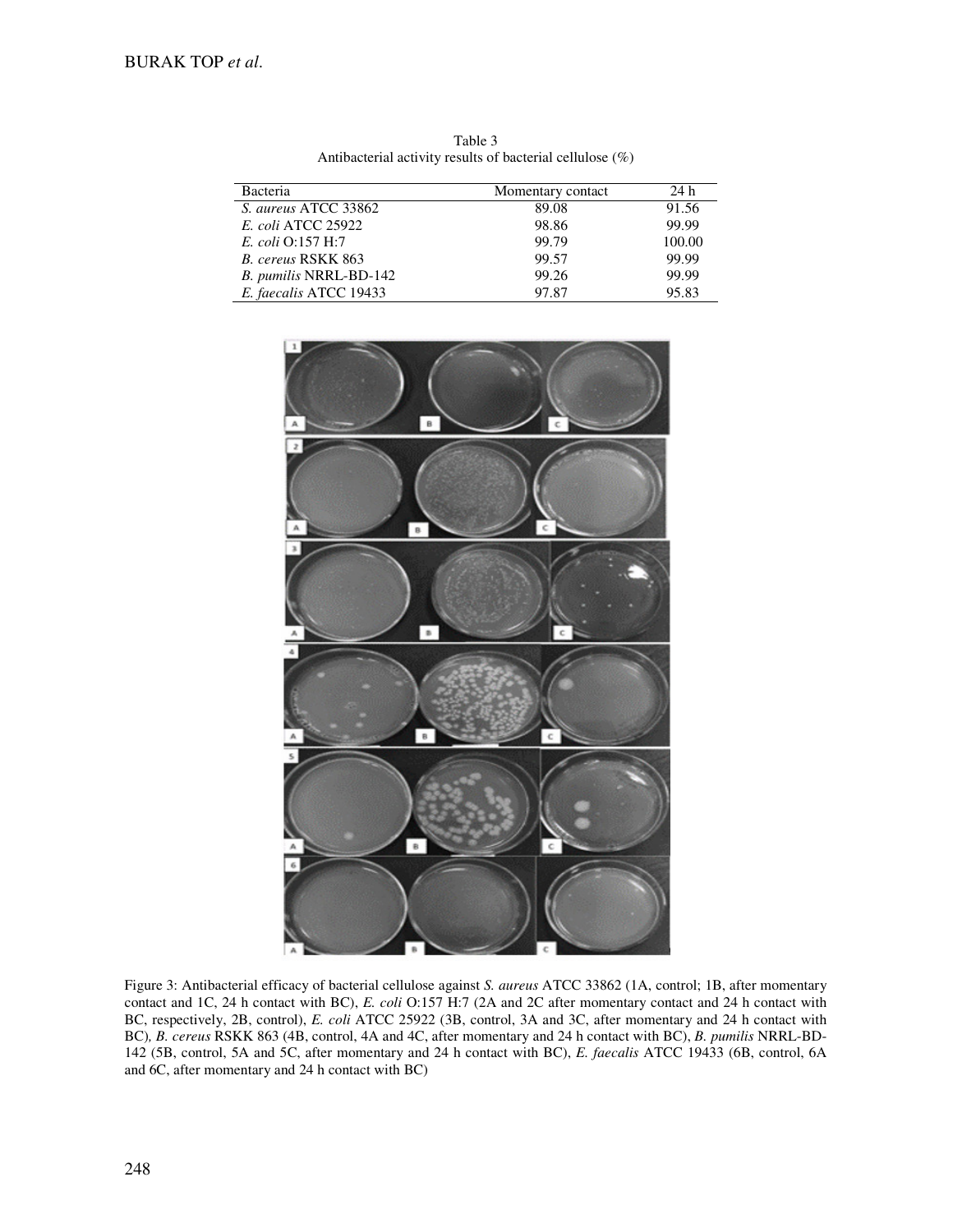Table 3
Antibacterial activity results of bacterial cellulose (%)

| Bacteria | Momentary contact | 24 h |
|---|---|---|
| *S. aureus* ATCC 33862 | 89.08 | 91.56 |
| *E. coli* ATCC 25922 | 98.86 | 99.99 |
| *E. coli* O:157 H:7 | 99.79 | 100.00 |
| *B. cereus* RSKK 863 | 99.57 | 99.99 |
| *B. pumilis* NRRL-BD-142 | 99.26 | 99.99 |
| *E. faecalis* ATCC 19433 | 97.87 | 95.83 |

Figure 3: Antibacterial efficacy of bacterial cellulose against *S. aureus* ATCC 33862 (1A, control; 1B, after momentary contact and 1C, 24 h contact with BC), *E. coli* O:157 H:7 (2A and 2C after momentary contact and 24 h contact with BC, respectively, 2B, control), *E. coli* ATCC 25922 (3B, control, 3A and 3C, after momentary and 24 h contact with BC), *B. cereus* RSKK 863 (4B, control, 4A and 4C, after momentary and 24 h contact with BC), *B. pumilis* NRRL-BD-142 (5B, control, 5A and 5C, after momentary and 24 h contact with BC), *E. faecalis* ATCC 19433 (6B, control, 6A and 6C, after momentary and 24 h contact with BC)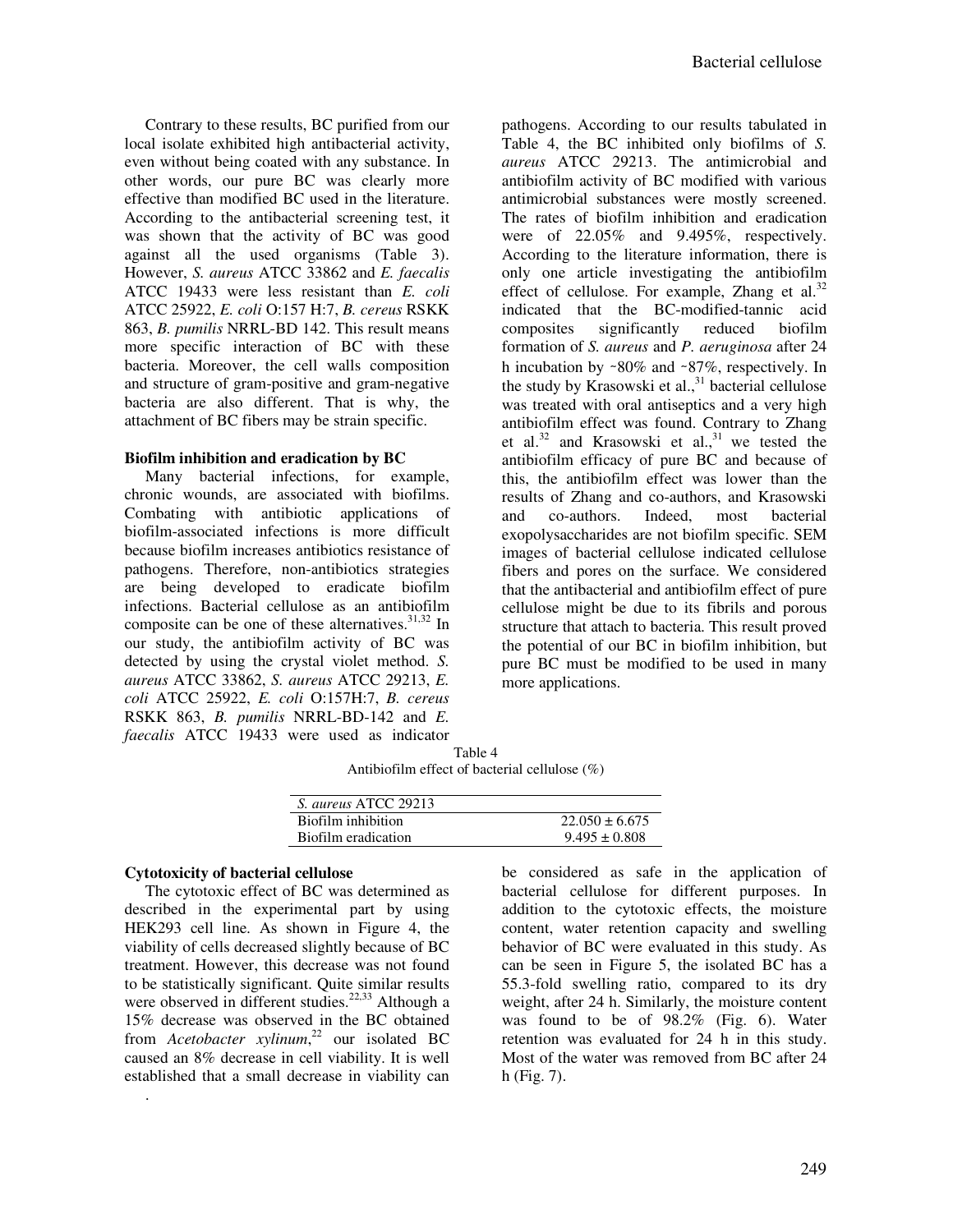Contrary to these results, BC purified from our local isolate exhibited high antibacterial activity, even without being coated with any substance. In other words, our pure BC was clearly more effective than modified BC used in the literature. According to the antibacterial screening test, it was shown that the activity of BC was good against all the used organisms (Table 3). However, *S. aureus* ATCC 33862 and *E. faecalis* ATCC 19433 were less resistant than *E. coli* ATCC 25922, *E. coli* O:157 H:7, *B. cereus* RSKK 863, *B. pumilis* NRRL-BD 142. This result means more specific interaction of BC with these bacteria. Moreover, the cell walls composition and structure of gram-positive and gram-negative bacteria are also different. That is why, the attachment of BC fibers may be strain specific.

**Biofilm inhibition and eradication by BC**

Many bacterial infections, for example, chronic wounds, are associated with biofilms. Combating with antibiotic applications of biofilm-associated infections is more difficult because biofilm increases antibiotics resistance of pathogens. Therefore, non-antibiotics strategies are being developed to eradicate biofilm infections. Bacterial cellulose as an antibiofilm composite can be one of these alternatives.[31,32] In our study, the antibiofilm activity of BC was detected by using the crystal violet method. *S. aureus* ATCC 33862, *S. aureus* ATCC 29213, *E. coli* ATCC 25922, *E. coli* O:157H:7, *B. cereus* RSKK 863, *B. pumilis* NRRL-BD-142 and *E. faecalis* ATCC 19433 were used as indicator pathogens. According to our results tabulated in Table 4, the BC inhibited only biofilms of *S. aureus* ATCC 29213. The antimicrobial and antibiofilm activity of BC modified with various antimicrobial substances were mostly screened. The rates of biofilm inhibition and eradication were of 22.05% and 9.495%, respectively. According to the literature information, there is only one article investigating the antibiofilm effect of cellulose. For example, Zhang et al.[32] indicated that the BC-modified-tannic acid composites significantly reduced biofilm formation of *S. aureus* and *P. aeruginosa* after 24 h incubation by ~80% and ~87%, respectively. In the study by Krasowski et al.,[31] bacterial cellulose was treated with oral antiseptics and a very high antibiofilm effect was found. Contrary to Zhang et al.[32] and Krasowski et al.,[31] we tested the antibiofilm efficacy of pure BC and because of this, the antibiofilm effect was lower than the results of Zhang and co-authors, and Krasowski and co-authors. Indeed, most bacterial exopolysaccharides are not biofilm specific. SEM images of bacterial cellulose indicated cellulose fibers and pores on the surface. We considered that the antibacterial and antibiofilm effect of pure cellulose might be due to its fibrils and porous structure that attach to bacteria. This result proved the potential of our BC in biofilm inhibition, but pure BC must be modified to be used in many more applications.

Table 4
Antibiofilm effect of bacterial cellulose (%)

| *S. aureus* ATCC 29213 | |
|---|---|
| Biofilm inhibition | 22.050 ± 6.675 |
| Biofilm eradication | 9.495 ± 0.808 |

**Cytotoxicity of bacterial cellulose**

The cytotoxic effect of BC was determined as described in the experimental part by using HEK293 cell line. As shown in Figure 4, the viability of cells decreased slightly because of BC treatment. However, this decrease was not found to be statistically significant. Quite similar results were observed in different studies.[22,33] Although a 15% decrease was observed in the BC obtained from *Acetobacter xylinum*,[22] our isolated BC caused an 8% decrease in cell viability. It is well established that a small decrease in viability can be considered as safe in the application of bacterial cellulose for different purposes. In addition to the cytotoxic effects, the moisture content, water retention capacity and swelling behavior of BC were evaluated in this study. As can be seen in Figure 5, the isolated BC has a 55.3-fold swelling ratio, compared to its dry weight, after 24 h. Similarly, the moisture content was found to be of 98.2% (Fig. 6). Water retention was evaluated for 24 h in this study. Most of the water was removed from BC after 24 h (Fig. 7).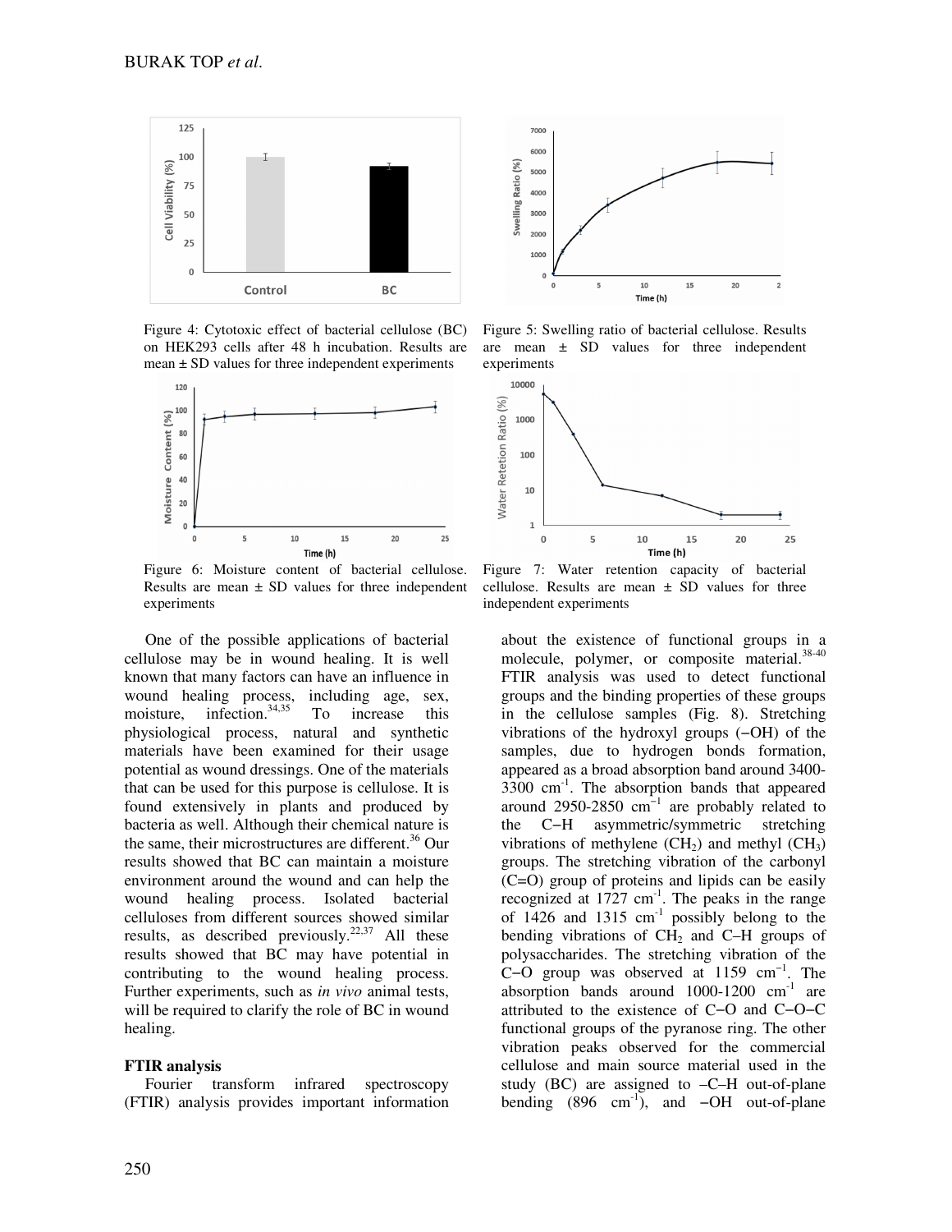Figure 4: Cytotoxic effect of bacterial cellulose (BC) on HEK293 cells after 48 h incubation. Results are mean ± SD values for three independent experiments

Figure 5: Swelling ratio of bacterial cellulose. Results are mean ± SD values for three independent experiments

Figure 6: Moisture content of bacterial cellulose. Results are mean ± SD values for three independent experiments

Figure 7: Water retention capacity of bacterial cellulose. Results are mean ± SD values for three independent experiments

One of the possible applications of bacterial cellulose may be in wound healing. It is well known that many factors can have an influence in wound healing process, including age, sex, moisture, infection.[34,35] To increase this physiological process, natural and synthetic materials have been examined for their usage potential as wound dressings. One of the materials that can be used for this purpose is cellulose. It is found extensively in plants and produced by bacteria as well. Although their chemical nature is the same, their microstructures are different.[36] Our results showed that BC can maintain a moisture environment around the wound and can help the wound healing process. Isolated bacterial celluloses from different sources showed similar results, as described previously.[22,37] All these results showed that BC may have potential in contributing to the wound healing process. Further experiments, such as *in vivo* animal tests, will be required to clarify the role of BC in wound healing.

**FTIR analysis**

Fourier transform infrared spectroscopy (FTIR) analysis provides important information about the existence of functional groups in a molecule, polymer, or composite material.[38-40] FTIR analysis was used to detect functional groups and the binding properties of these groups in the cellulose samples (Fig. 8). Stretching vibrations of the hydroxyl groups (−OH) of the samples, due to hydrogen bonds formation, appeared as a broad absorption band around 3400-3300 $cm^{-1}$. The absorption bands that appeared around 2950-2850 $cm^{-1}$ are probably related to the C−H asymmetric/symmetric stretching vibrations of methylene ($CH_2$) and methyl ($CH_3$) groups. The stretching vibration of the carbonyl (C=O) group of proteins and lipids can be easily recognized at 1727 $cm^{-1}$. The peaks in the range of 1426 and 1315 $cm^{-1}$ possibly belong to the bending vibrations of $CH_2$ and C–H groups of polysaccharides. The stretching vibration of the C−O group was observed at 1159 $cm^{-1}$. The absorption bands around 1000-1200 $cm^{-1}$ are attributed to the existence of C−O and C−O−C functional groups of the pyranose ring. The other vibration peaks observed for the commercial cellulose and main source material used in the study (BC) are assigned to –C–H out-of-plane bending (896 $cm^{-1}$), and −OH out-of-plane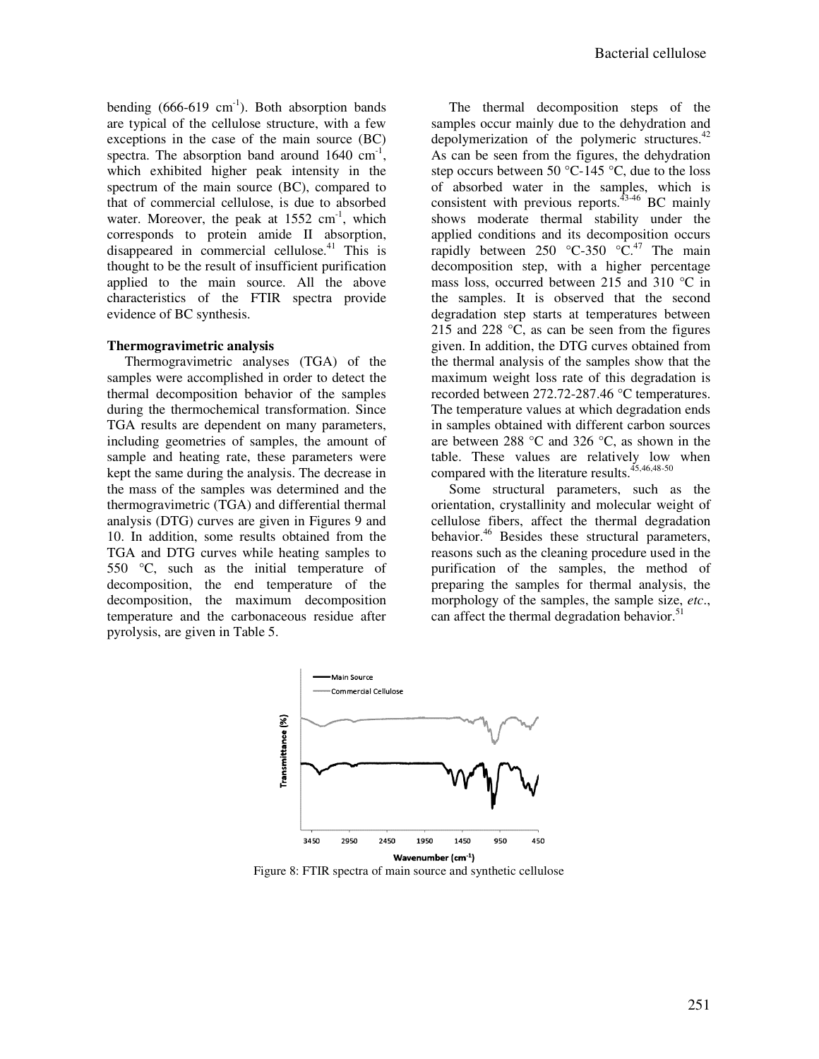bending (666-619 $cm^{-1}$). Both absorption bands are typical of the cellulose structure, with a few exceptions in the case of the main source (BC) spectra. The absorption band around 1640 $cm^{-1}$, which exhibited higher peak intensity in the spectrum of the main source (BC), compared to that of commercial cellulose, is due to absorbed water. Moreover, the peak at 1552 $cm^{-1}$, which corresponds to protein amide II absorption, disappeared in commercial cellulose.[41] This is thought to be the result of insufficient purification applied to the main source. All the above characteristics of the FTIR spectra provide evidence of BC synthesis.

**Thermogravimetric analysis**

Thermogravimetric analyses (TGA) of the samples were accomplished in order to detect the thermal decomposition behavior of the samples during the thermochemical transformation. Since TGA results are dependent on many parameters, including geometries of samples, the amount of sample and heating rate, these parameters were kept the same during the analysis. The decrease in the mass of the samples was determined and the thermogravimetric (TGA) and differential thermal analysis (DTG) curves are given in Figures 9 and 10. In addition, some results obtained from the TGA and DTG curves while heating samples to 550 °C, such as the initial temperature of decomposition, the end temperature of the decomposition, the maximum decomposition temperature and the carbonaceous residue after pyrolysis, are given in Table 5.

The thermal decomposition steps of the samples occur mainly due to the dehydration and depolymerization of the polymeric structures.[42] As can be seen from the figures, the dehydration step occurs between 50 °C-145 °C, due to the loss of absorbed water in the samples, which is consistent with previous reports.[43-46] BC mainly shows moderate thermal stability under the applied conditions and its decomposition occurs rapidly between 250 °C-350 °C.[47] The main decomposition step, with a higher percentage mass loss, occurred between 215 and 310 °C in the samples. It is observed that the second degradation step starts at temperatures between 215 and 228 °C, as can be seen from the figures given. In addition, the DTG curves obtained from the thermal analysis of the samples show that the maximum weight loss rate of this degradation is recorded between 272.72-287.46 °C temperatures. The temperature values at which degradation ends in samples obtained with different carbon sources are between 288 °C and 326 °C, as shown in the table. These values are relatively low when compared with the literature results.[45,46,48-50]

Some structural parameters, such as the orientation, crystallinity and molecular weight of cellulose fibers, affect the thermal degradation behavior.[46] Besides these structural parameters, reasons such as the cleaning procedure used in the purification of the samples, the method of preparing the samples for thermal analysis, the morphology of the samples, the sample size, *etc*., can affect the thermal degradation behavior.[51]

Figure 8: FTIR spectra of main source and synthetic cellulose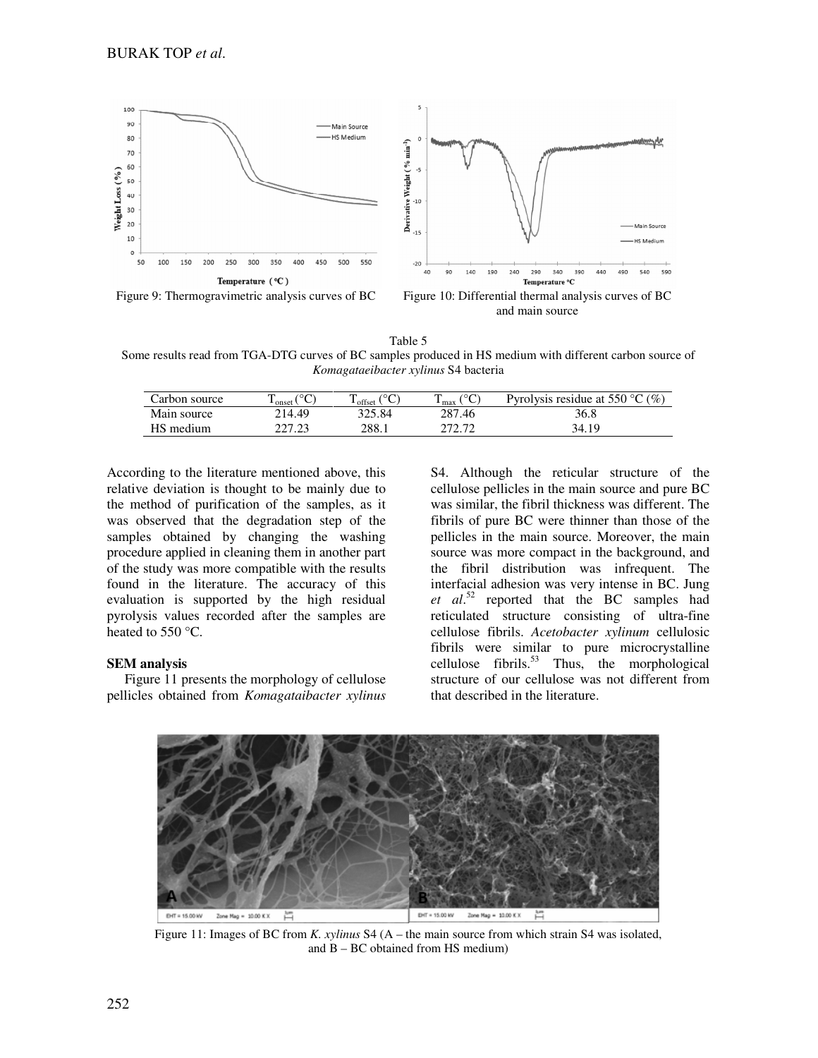Figure 9: Thermogravimetric analysis curves of BC

Figure 10: Differential thermal analysis curves of BC and main source

Table 5
Some results read from TGA-DTG curves of BC samples produced in HS medium with different carbon source of *Komagataeibacter xylinus* S4 bacteria

| Carbon source | $T_{onset}$ (°C) | $T_{offset}$ (°C) | $T_{max}$ (°C) | Pyrolysis residue at 550 °C (%) |
|---|---|---|---|---|
| Main source | 214.49 | 325.84 | 287.46 | 36.8 |
| HS medium | 227.23 | 288.1 | 272.72 | 34.19 |

According to the literature mentioned above, this relative deviation is thought to be mainly due to the method of purification of the samples, as it was observed that the degradation step of the samples obtained by changing the washing procedure applied in cleaning them in another part of the study was more compatible with the results found in the literature. The accuracy of this evaluation is supported by the high residual pyrolysis values recorded after the samples are heated to 550 °C.

## SEM analysis

Figure 11 presents the morphology of cellulose pellicles obtained from *Komagataibacter xylinus* S4. Although the reticular structure of the cellulose pellicles in the main source and pure BC was similar, the fibril thickness was different. The fibrils of pure BC were thinner than those of the pellicles in the main source. Moreover, the main source was more compact in the background, and the fibril distribution was infrequent. The interfacial adhesion was very intense in BC. Jung *et al*.[52] reported that the BC samples had reticulated structure consisting of ultra-fine cellulose fibrils. *Acetobacter xylinum* cellulosic fibrils were similar to pure microcrystalline cellulose fibrils.[53] Thus, the morphological structure of our cellulose was not different from that described in the literature.

Figure 11: Images of BC from *K. xylinus* S4 (A – the main source from which strain S4 was isolated, and B – BC obtained from HS medium)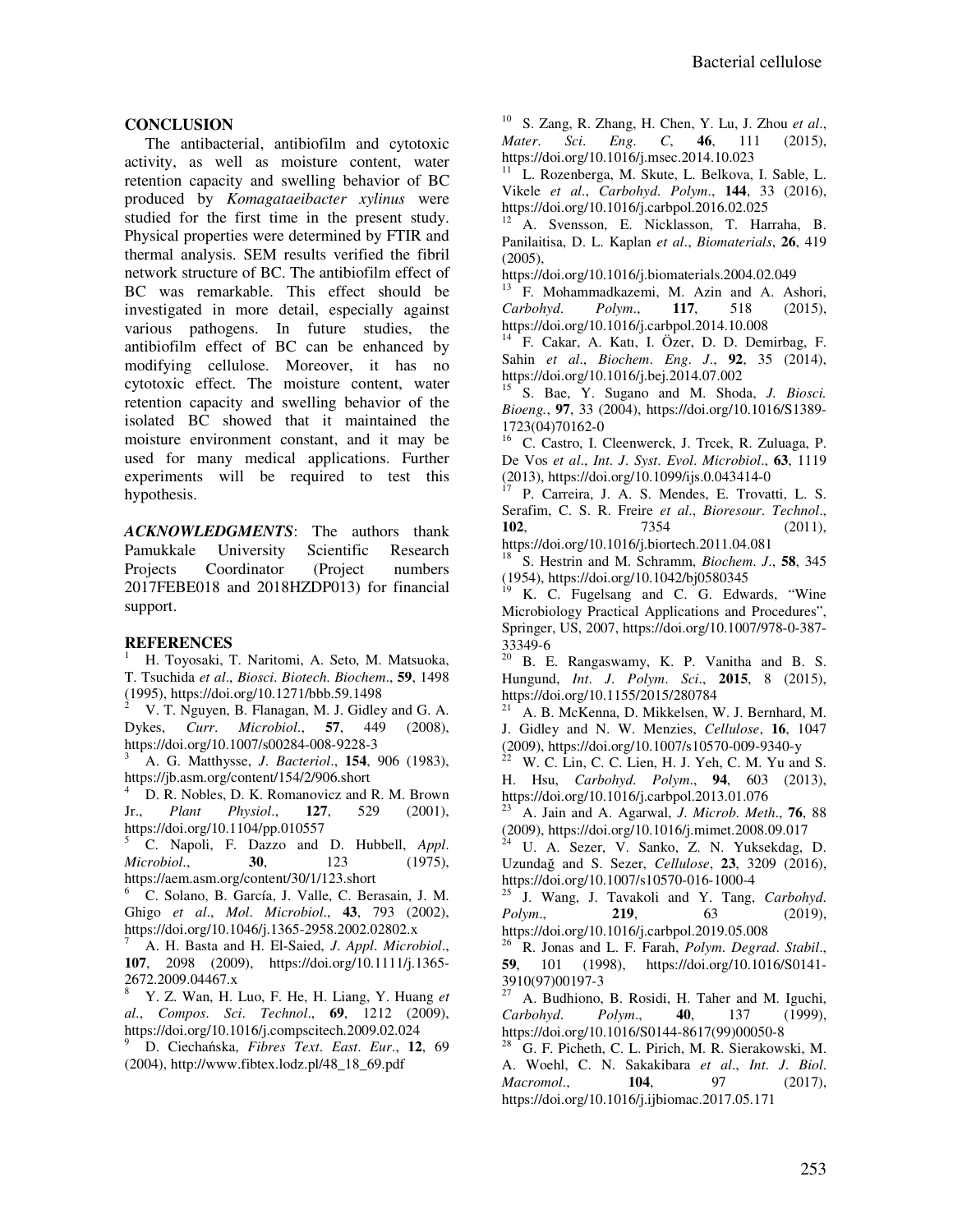## CONCLUSION

The antibacterial, antibiofilm and cytotoxic activity, as well as moisture content, water retention capacity and swelling behavior of BC produced by *Komagataeibacter xylinus* were studied for the first time in the present study. Physical properties were determined by FTIR and thermal analysis. SEM results verified the fibril network structure of BC. The antibiofilm effect of BC was remarkable. This effect should be investigated in more detail, especially against various pathogens. In future studies, the antibiofilm effect of BC can be enhanced by modifying cellulose. Moreover, it has no cytotoxic effect. The moisture content, water retention capacity and swelling behavior of the isolated BC showed that it maintained the moisture environment constant, and it may be used for many medical applications. Further experiments will be required to test this hypothesis.

***ACKNOWLEDGMENTS***: The authors thank Pamukkale University Scientific Research Projects Coordinator (Project numbers 2017FEBE018 and 2018HZDP013) for financial support.

## REFERENCES

[1] H. Toyosaki, T. Naritomi, A. Seto, M. Matsuoka, T. Tsuchida *et al*., *Biosci. Biotech. Biochem*., **59**, 1498 (1995), https://doi.org/10.1271/bbb.59.1498

[2] V. T. Nguyen, B. Flanagan, M. J. Gidley and G. A. Dykes, *Curr. Microbiol*., **57**, 449 (2008), https://doi.org/10.1007/s00284-008-9228-3

[3] A. G. Matthysse, *J. Bacteriol*., **154**, 906 (1983), https://jb.asm.org/content/154/2/906.short

[4] D. R. Nobles, D. K. Romanovicz and R. M. Brown Jr., *Plant Physiol*., **127**, 529 (2001), https://doi.org/10.1104/pp.010557

[5] C. Napoli, F. Dazzo and D. Hubbell, *Appl. Microbiol*., **30**, 123 (1975), https://aem.asm.org/content/30/1/123.short

[6] C. Solano, B. García, J. Valle, C. Berasain, J. M. Ghigo *et al*., *Mol. Microbiol*., **43**, 793 (2002), https://doi.org/10.1046/j.1365-2958.2002.02802.x

[7] A. H. Basta and H. El-Saied, *J. Appl. Microbiol*., **107**, 2098 (2009), https://doi.org/10.1111/j.1365-2672.2009.04467.x

[8] Y. Z. Wan, H. Luo, F. He, H. Liang, Y. Huang *et al*., *Compos. Sci. Technol*., **69**, 1212 (2009), https://doi.org/10.1016/j.compscitech.2009.02.024

[9] D. Ciechańska, *Fibres Text. East. Eur*., **12**, 69 (2004), http://www.fibtex.lodz.pl/48_18_69.pdf

[10] S. Zang, R. Zhang, H. Chen, Y. Lu, J. Zhou *et al*., *Mater. Sci. Eng. C*, **46**, 111 (2015), https://doi.org/10.1016/j.msec.2014.10.023

[11] L. Rozenberga, M. Skute, L. Belkova, I. Sable, L. Vikele *et al*., *Carbohyd. Polym*., **144**, 33 (2016), https://doi.org/10.1016/j.carbpol.2016.02.025

[12] A. Svensson, E. Nicklasson, T. Harraha, B. Panilaitisa, D. L. Kaplan *et al*., *Biomaterials*, **26**, 419 (2005), https://doi.org/10.1016/j.biomaterials.2004.02.049

[13] F. Mohammadkazemi, M. Azin and A. Ashori, *Carbohyd. Polym*., **117**, 518 (2015), https://doi.org/10.1016/j.carbpol.2014.10.008

[14] F. Cakar, A. Katı, I. Özer, D. D. Demirbag, F. Sahin *et al*., *Biochem. Eng. J*., **92**, 35 (2014), https://doi.org/10.1016/j.bej.2014.07.002

[15] S. Bae, Y. Sugano and M. Shoda, *J. Biosci. Bioeng.*, **97**, 33 (2004), https://doi.org/10.1016/S1389-1723(04)70162-0

[16] C. Castro, I. Cleenwerck, J. Trcek, R. Zuluaga, P. De Vos *et al*., *Int. J. Syst. Evol. Microbiol*., **63**, 1119 (2013), https://doi.org/10.1099/ijs.0.043414-0

[17] P. Carreira, J. A. S. Mendes, E. Trovatti, L. S. Serafim, C. S. R. Freire *et al*., *Bioresour. Technol*., **102**, 7354 (2011), https://doi.org/10.1016/j.biortech.2011.04.081

[18] S. Hestrin and M. Schramm, *Biochem. J*., **58**, 345 (1954), https://doi.org/10.1042/bj0580345

[19] K. C. Fugelsang and C. G. Edwards, "Wine Microbiology Practical Applications and Procedures", Springer, US, 2007, https://doi.org/10.1007/978-0-387-33349-6

[20] B. E. Rangaswamy, K. P. Vanitha and B. S. Hungund, *Int. J. Polym. Sci*., **2015**, 8 (2015), https://doi.org/10.1155/2015/280784

[21] A. B. McKenna, D. Mikkelsen, W. J. Bernhard, M. J. Gidley and N. W. Menzies, *Cellulose*, **16**, 1047 (2009), https://doi.org/10.1007/s10570-009-9340-y

[22] W. C. Lin, C. C. Lien, H. J. Yeh, C. M. Yu and S. H. Hsu, *Carbohyd. Polym*., **94**, 603 (2013), https://doi.org/10.1016/j.carbpol.2013.01.076

[23] A. Jain and A. Agarwal, *J. Microb. Meth*., **76**, 88 (2009), https://doi.org/10.1016/j.mimet.2008.09.017

[24] U. A. Sezer, V. Sanko, Z. N. Yuksekdag, D. Uzundağ and S. Sezer, *Cellulose*, **23**, 3209 (2016), https://doi.org/10.1007/s10570-016-1000-4

[25] J. Wang, J. Tavakoli and Y. Tang, *Carbohyd. Polym*., **219**, 63 (2019), https://doi.org/10.1016/j.carbpol.2019.05.008

[26] R. Jonas and L. F. Farah, *Polym. Degrad. Stabil*., **59**, 101 (1998), https://doi.org/10.1016/S0141-3910(97)00197-3

[27] A. Budhiono, B. Rosidi, H. Taher and M. Iguchi, *Carbohyd. Polym*., **40**, 137 (1999), https://doi.org/10.1016/S0144-8617(99)00050-8

[28] G. F. Picheth, C. L. Pirich, M. R. Sierakowski, M. A. Woehl, C. N. Sakakibara *et al*., *Int. J. Biol. Macromol*., **104**, 97 (2017), https://doi.org/10.1016/j.ijbiomac.2017.05.171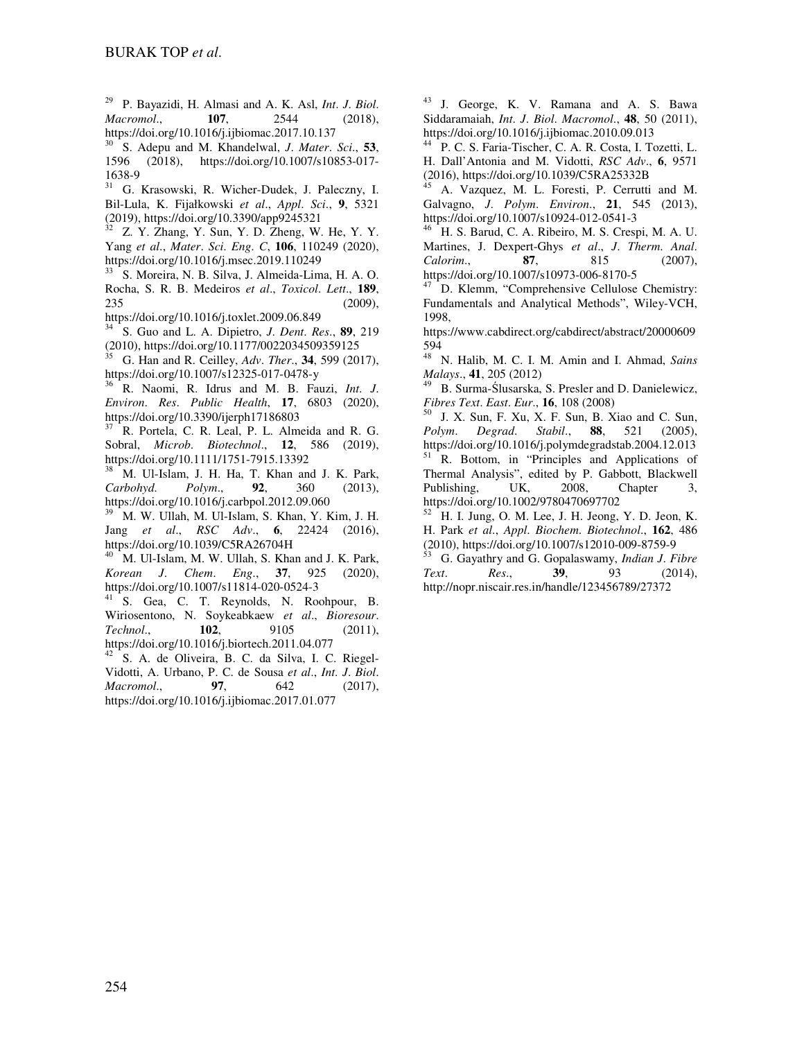29 P. Bayazidi, H. Almasi and A. K. Asl, *Int. J. Biol. Macromol.*, **107**, 2544 (2018), https://doi.org/10.1016/j.ijbiomac.2017.10.137

30 S. Adepu and M. Khandelwal, *J. Mater. Sci.*, **53**, 1596 (2018), https://doi.org/10.1007/s10853-017-1638-9

31 G. Krasowski, R. Wicher-Dudek, J. Paleczny, I. Bil-Lula, K. Fijałkowski *et al.*, *Appl. Sci.*, **9**, 5321 (2019), https://doi.org/10.3390/app9245321

32 Z. Y. Zhang, Y. Sun, Y. D. Zheng, W. He, Y. Y. Yang *et al.*, *Mater. Sci. Eng. C*, **106**, 110249 (2020), https://doi.org/10.1016/j.msec.2019.110249

33 S. Moreira, N. B. Silva, J. Almeida-Lima, H. A. O. Rocha, S. R. B. Medeiros *et al.*, *Toxicol. Lett.*, **189**, 235 (2009), https://doi.org/10.1016/j.toxlet.2009.06.849

34 S. Guo and L. A. Dipietro, *J. Dent. Res.*, **89**, 219 (2010), https://doi.org/10.1177/0022034509359125

35 G. Han and R. Ceilley, *Adv. Ther.*, **34**, 599 (2017), https://doi.org/10.1007/s12325-017-0478-y

36 R. Naomi, R. Idrus and M. B. Fauzi, *Int. J. Environ. Res. Public Health*, **17**, 6803 (2020), https://doi.org/10.3390/ijerph17186803

37 R. Portela, C. R. Leal, P. L. Almeida and R. G. Sobral, *Microb. Biotechnol.*, **12**, 586 (2019), https://doi.org/10.1111/1751-7915.13392

38 M. Ul-Islam, J. H. Ha, T. Khan and J. K. Park, *Carbohyd. Polym.*, **92**, 360 (2013), https://doi.org/10.1016/j.carbpol.2012.09.060

39 M. W. Ullah, M. Ul-Islam, S. Khan, Y. Kim, J. H. Jang *et al.*, *RSC Adv.*, **6**, 22424 (2016), https://doi.org/10.1039/C5RA26704H

40 M. Ul-Islam, M. W. Ullah, S. Khan and J. K. Park, *Korean J. Chem. Eng.*, **37**, 925 (2020), https://doi.org/10.1007/s11814-020-0524-3

41 S. Gea, C. T. Reynolds, N. Roohpour, B. Wirjosentono, N. Soykeabkaew *et al.*, *Bioresour. Technol.*, **102**, 9105 (2011), https://doi.org/10.1016/j.biortech.2011.04.077

42 S. A. de Oliveira, B. C. da Silva, I. C. Riegel-Vidotti, A. Urbano, P. C. de Sousa *et al.*, *Int. J. Biol. Macromol.*, **97**, 642 (2017), https://doi.org/10.1016/j.ijbiomac.2017.01.077

43 J. George, K. V. Ramana and A. S. Bawa Siddaramaiah, *Int. J. Biol. Macromol.*, **48**, 50 (2011), https://doi.org/10.1016/j.ijbiomac.2010.09.013

44 P. C. S. Faria-Tischer, C. A. R. Costa, I. Tozetti, L. H. Dall'Antonia and M. Vidotti, *RSC Adv.*, **6**, 9571 (2016), https://doi.org/10.1039/C5RA25332B

45 A. Vazquez, M. L. Foresti, P. Cerrutti and M. Galvagno, *J. Polym. Environ.*, **21**, 545 (2013), https://doi.org/10.1007/s10924-012-0541-3

46 H. S. Barud, C. A. Ribeiro, M. S. Crespi, M. A. U. Martines, J. Dexpert-Ghys *et al.*, *J. Therm. Anal. Calorim.*, **87**, 815 (2007), https://doi.org/10.1007/s10973-006-8170-5

47 D. Klemm, "Comprehensive Cellulose Chemistry: Fundamentals and Analytical Methods", Wiley-VCH, 1998, https://www.cabdirect.org/cabdirect/abstract/20000609594

48 N. Halib, M. C. I. M. Amin and I. Ahmad, *Sains Malays.*, **41**, 205 (2012)

49 B. Surma-Ślusarska, S. Presler and D. Danielewicz, *Fibres Text. East. Eur.*, **16**, 108 (2008)

50 J. X. Sun, F. Xu, X. F. Sun, B. Xiao and C. Sun, *Polym. Degrad. Stabil.*, **88**, 521 (2005), https://doi.org/10.1016/j.polymdegradstab.2004.12.013

51 R. Bottom, in "Principles and Applications of Thermal Analysis", edited by P. Gabbott, Blackwell Publishing, UK, 2008, Chapter 3, https://doi.org/10.1002/9780470697702

52 H. I. Jung, O. M. Lee, J. H. Jeong, Y. D. Jeon, K. H. Park *et al.*, *Appl. Biochem. Biotechnol.*, **162**, 486 (2010), https://doi.org/10.1007/s12010-009-8759-9

53 G. Gayathry and G. Gopalaswamy, *Indian J. Fibre Text. Res.*, **39**, 93 (2014), http://nopr.niscair.res.in/handle/123456789/27372